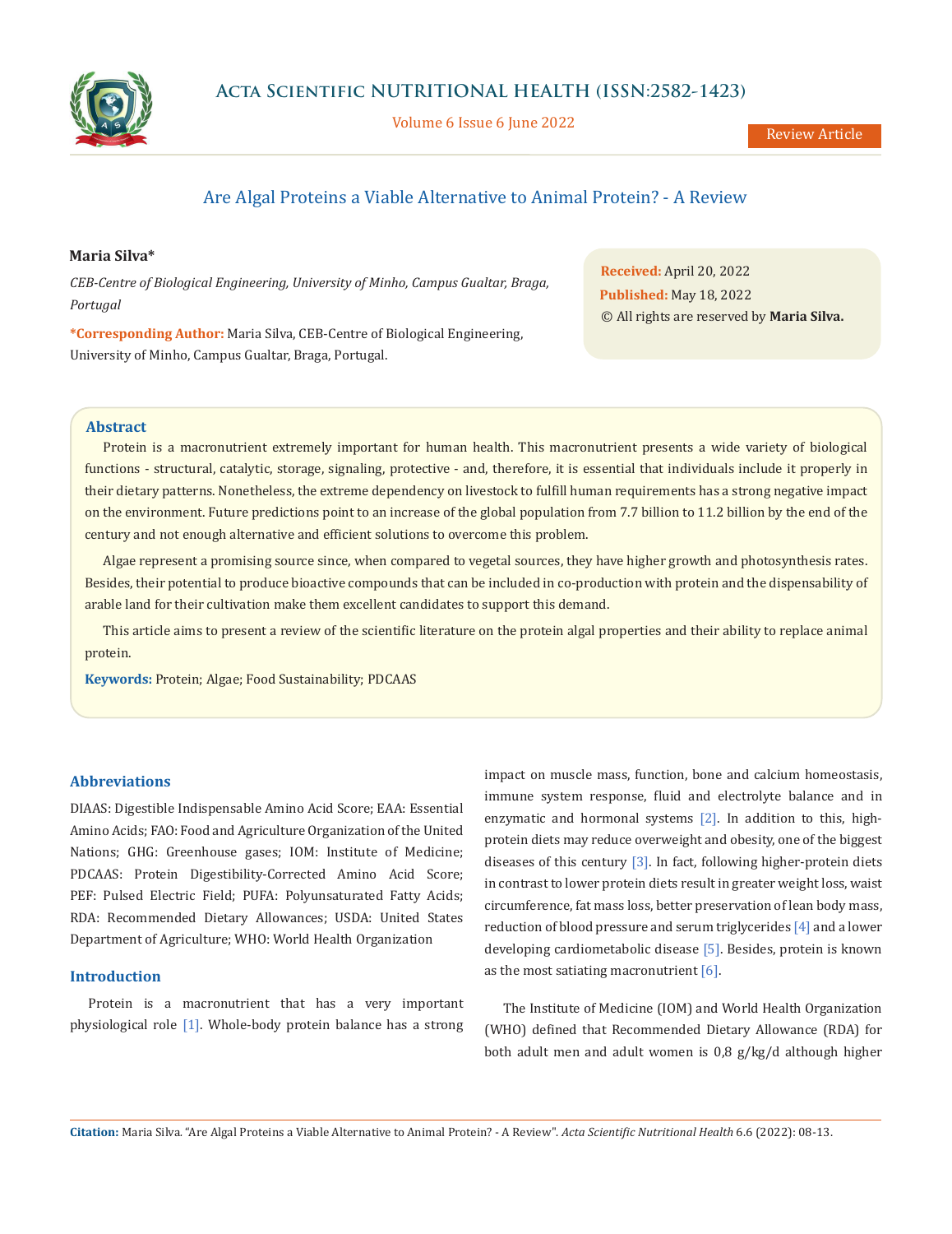# Are Algal Proteins a Viable Alternative to Animal Protein? - A Review

**Maria Silva***

*CEB-Centre of Biological Engineering, University of Minho, Campus Gualtar, Braga, Portugal*

**\*Corresponding Author:** Maria Silva, CEB-Centre of Biological Engineering, University of Minho, Campus Gualtar, Braga, Portugal.

**Received:** April 20, 2022
**Published:** May 18, 2022
© All rights are reserved by **Maria Silva.**

## Abstract

Protein is a macronutrient extremely important for human health. This macronutrient presents a wide variety of biological functions - structural, catalytic, storage, signaling, protective - and, therefore, it is essential that individuals include it properly in their dietary patterns. Nonetheless, the extreme dependency on livestock to fulfill human requirements has a strong negative impact on the environment. Future predictions point to an increase of the global population from 7.7 billion to 11.2 billion by the end of the century and not enough alternative and efficient solutions to overcome this problem.

Algae represent a promising source since, when compared to vegetal sources, they have higher growth and photosynthesis rates. Besides, their potential to produce bioactive compounds that can be included in co-production with protein and the dispensability of arable land for their cultivation make them excellent candidates to support this demand.

This article aims to present a review of the scientific literature on the protein algal properties and their ability to replace animal protein.

**Keywords:** Protein; Algae; Food Sustainability; PDCAAS

## Abbreviations

DIAAS: Digestible Indispensable Amino Acid Score; EAA: Essential Amino Acids; FAO: Food and Agriculture Organization of the United Nations; GHG: Greenhouse gases; IOM: Institute of Medicine; PDCAAS: Protein Digestibility-Corrected Amino Acid Score; PEF: Pulsed Electric Field; PUFA: Polyunsaturated Fatty Acids; RDA: Recommended Dietary Allowances; USDA: United States Department of Agriculture; WHO: World Health Organization

## Introduction

Protein is a macronutrient that has a very important physiological role [1]. Whole-body protein balance has a strong impact on muscle mass, function, bone and calcium homeostasis, immune system response, fluid and electrolyte balance and in enzymatic and hormonal systems [2]. In addition to this, high-protein diets may reduce overweight and obesity, one of the biggest diseases of this century [3]. In fact, following higher-protein diets in contrast to lower protein diets result in greater weight loss, waist circumference, fat mass loss, better preservation of lean body mass, reduction of blood pressure and serum triglycerides [4] and a lower developing cardiometabolic disease [5]. Besides, protein is known as the most satiating macronutrient [6].

The Institute of Medicine (IOM) and World Health Organization (WHO) defined that Recommended Dietary Allowance (RDA) for both adult men and adult women is 0,8 g/kg/d although higher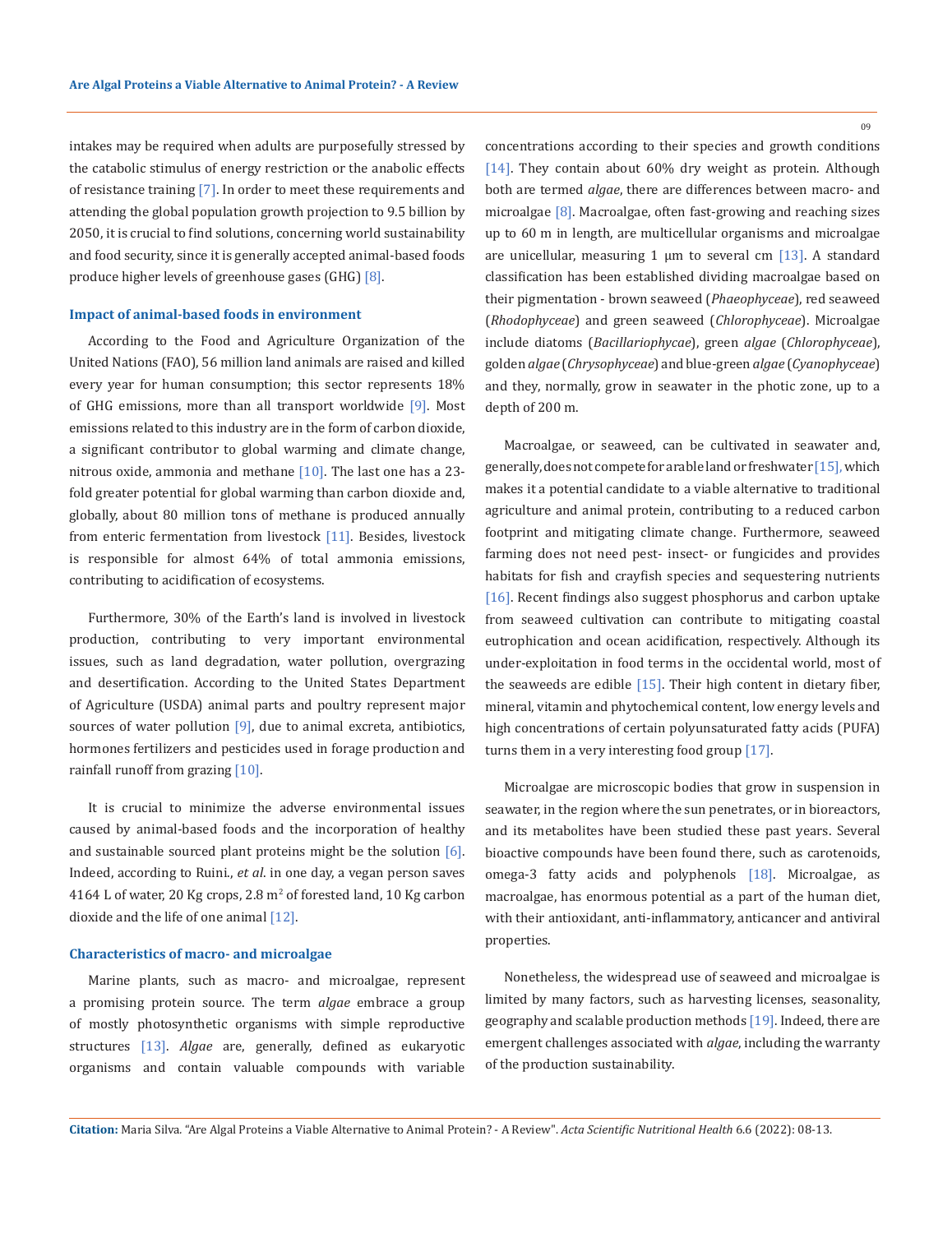intakes may be required when adults are purposefully stressed by the catabolic stimulus of energy restriction or the anabolic effects of resistance training [7]. In order to meet these requirements and attending the global population growth projection to 9.5 billion by 2050, it is crucial to find solutions, concerning world sustainability and food security, since it is generally accepted animal-based foods produce higher levels of greenhouse gases (GHG) [8].

### Impact of animal-based foods in environment

According to the Food and Agriculture Organization of the United Nations (FAO), 56 million land animals are raised and killed every year for human consumption; this sector represents 18% of GHG emissions, more than all transport worldwide [9]. Most emissions related to this industry are in the form of carbon dioxide, a significant contributor to global warming and climate change, nitrous oxide, ammonia and methane [10]. The last one has a 23-fold greater potential for global warming than carbon dioxide and, globally, about 80 million tons of methane is produced annually from enteric fermentation from livestock [11]. Besides, livestock is responsible for almost 64% of total ammonia emissions, contributing to acidification of ecosystems.

Furthermore, 30% of the Earth's land is involved in livestock production, contributing to very important environmental issues, such as land degradation, water pollution, overgrazing and desertification. According to the United States Department of Agriculture (USDA) animal parts and poultry represent major sources of water pollution [9], due to animal excreta, antibiotics, hormones fertilizers and pesticides used in forage production and rainfall runoff from grazing [10].

It is crucial to minimize the adverse environmental issues caused by animal-based foods and the incorporation of healthy and sustainable sourced plant proteins might be the solution [6]. Indeed, according to Ruini., *et al*. in one day, a vegan person saves 4164 L of water, 20 Kg crops, 2.8 $m^2$ of forested land, 10 Kg carbon dioxide and the life of one animal [12].

### Characteristics of macro- and microalgae

Marine plants, such as macro- and microalgae, represent a promising protein source. The term *algae* embrace a group of mostly photosynthetic organisms with simple reproductive structures [13]. *Algae* are, generally, defined as eukaryotic organisms and contain valuable compounds with variable concentrations according to their species and growth conditions [14]. They contain about 60% dry weight as protein. Although both are termed *algae*, there are differences between macro- and microalgae [8]. Macroalgae, often fast-growing and reaching sizes up to 60 m in length, are multicellular organisms and microalgae are unicellular, measuring 1 μm to several cm [13]. A standard classification has been established dividing macroalgae based on their pigmentation - brown seaweed (*Phaeophyceae*), red seaweed (*Rhodophyceae*) and green seaweed (*Chlorophyceae*). Microalgae include diatoms (*Bacillariophycae*), green *algae* (*Chlorophyceae*), golden *algae* (*Chrysophyceae*) and blue-green *algae* (*Cyanophyceae*) and they, normally, grow in seawater in the photic zone, up to a depth of 200 m.

Macroalgae, or seaweed, can be cultivated in seawater and, generally, does not compete for arable land or freshwater [15], which makes it a potential candidate to a viable alternative to traditional agriculture and animal protein, contributing to a reduced carbon footprint and mitigating climate change. Furthermore, seaweed farming does not need pest- insect- or fungicides and provides habitats for fish and crayfish species and sequestering nutrients [16]. Recent findings also suggest phosphorus and carbon uptake from seaweed cultivation can contribute to mitigating coastal eutrophication and ocean acidification, respectively. Although its under-exploitation in food terms in the occidental world, most of the seaweeds are edible [15]. Their high content in dietary fiber, mineral, vitamin and phytochemical content, low energy levels and high concentrations of certain polyunsaturated fatty acids (PUFA) turns them in a very interesting food group [17].

Microalgae are microscopic bodies that grow in suspension in seawater, in the region where the sun penetrates, or in bioreactors, and its metabolites have been studied these past years. Several bioactive compounds have been found there, such as carotenoids, omega-3 fatty acids and polyphenols [18]. Microalgae, as macroalgae, has enormous potential as a part of the human diet, with their antioxidant, anti-inflammatory, anticancer and antiviral properties.

Nonetheless, the widespread use of seaweed and microalgae is limited by many factors, such as harvesting licenses, seasonality, geography and scalable production methods [19]. Indeed, there are emergent challenges associated with *algae*, including the warranty of the production sustainability.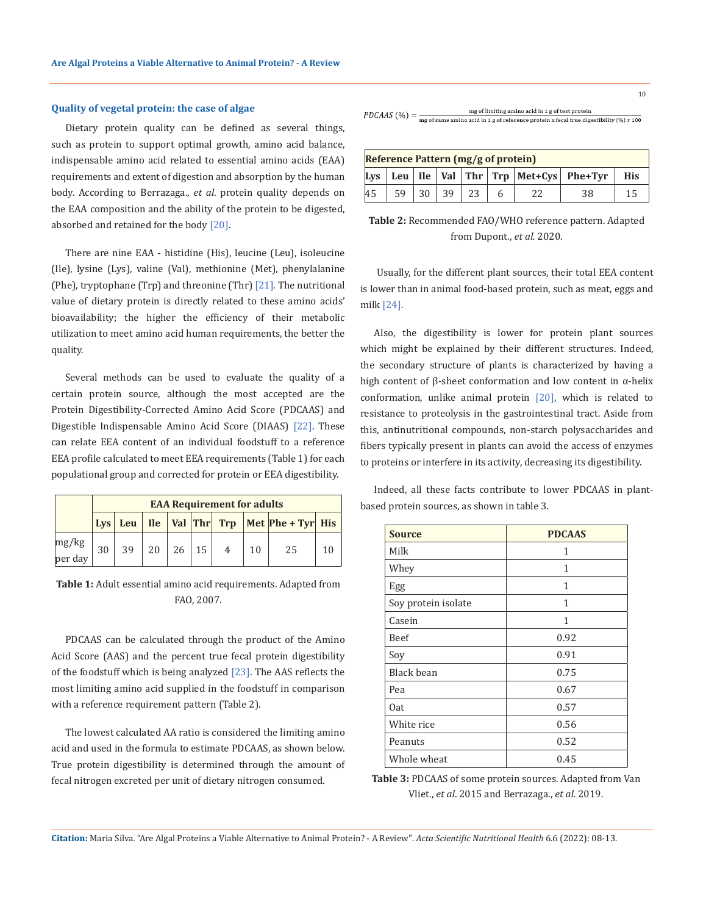### Quality of vegetal protein: the case of algae

Dietary protein quality can be defined as several things, such as protein to support optimal growth, amino acid balance, indispensable amino acid related to essential amino acids (EAA) requirements and extent of digestion and absorption by the human body. According to Berrazaga., *et al*. protein quality depends on the EAA composition and the ability of the protein to be digested, absorbed and retained for the body [20].

There are nine EAA - histidine (His), leucine (Leu), isoleucine (Ile), lysine (Lys), valine (Val), methionine (Met), phenylalanine (Phe), tryptophane (Trp) and threonine (Thr) [21]. The nutritional value of dietary protein is directly related to these amino acids' bioavailability; the higher the efficiency of their metabolic utilization to meet amino acid human requirements, the better the quality.

Several methods can be used to evaluate the quality of a certain protein source, although the most accepted are the Protein Digestibility-Corrected Amino Acid Score (PDCAAS) and Digestible Indispensable Amino Acid Score (DIAAS) [22]. These can relate EEA content of an individual foodstuff to a reference EEA profile calculated to meet EEA requirements (Table 1) for each populational group and corrected for protein or EEA digestibility.

| | EAA Requirement for adults | | | | | | | | |
|---|---|---|---|---|---|---|---|---|---|
| | Lys | Leu | Ile | Val | Thr | Trp | Met | Phe + Tyr | His |
| mg/kg per day | 30 | 39 | 20 | 26 | 15 | 4 | 10 | 25 | 10 |

**Table 1:** Adult essential amino acid requirements. Adapted from FAO, 2007.

PDCAAS can be calculated through the product of the Amino Acid Score (AAS) and the percent true fecal protein digestibility of the foodstuff which is being analyzed [23]. The AAS reflects the most limiting amino acid supplied in the foodstuff in comparison with a reference requirement pattern (Table 2).

The lowest calculated AA ratio is considered the limiting amino acid and used in the formula to estimate PDCAAS, as shown below. True protein digestibility is determined through the amount of fecal nitrogen excreted per unit of dietary nitrogen consumed.

$$PDCAAS\,(\%) = \frac{\text{mg of limiting amino acid in 1 g of test protein}}{\text{mg of same amino acid in 1 g of reference protein x fecal true digestibility (\%)}\ x\ 100}$$

| Reference Pattern (mg/g of protein) | | | | | | | | |
|---|---|---|---|---|---|---|---|---|
| Lys | Leu | Ile | Val | Thr | Trp | Met+Cys | Phe+Tyr | His |
| 45 | 59 | 30 | 39 | 23 | 6 | 22 | 38 | 15 |

**Table 2:** Recommended FAO/WHO reference pattern. Adapted from Dupont., *et al.* 2020.

Usually, for the different plant sources, their total EEA content is lower than in animal food-based protein, such as meat, eggs and milk [24].

Also, the digestibility is lower for protein plant sources which might be explained by their different structures. Indeed, the secondary structure of plants is characterized by having a high content of β-sheet conformation and low content in α-helix conformation, unlike animal protein [20], which is related to resistance to proteolysis in the gastrointestinal tract. Aside from this, antinutritional compounds, non-starch polysaccharides and fibers typically present in plants can avoid the access of enzymes to proteins or interfere in its activity, decreasing its digestibility.

Indeed, all these facts contribute to lower PDCAAS in plant-based protein sources, as shown in table 3.

| Source | PDCAAS |
|---|---|
| Milk | 1 |
| Whey | 1 |
| Egg | 1 |
| Soy protein isolate | 1 |
| Casein | 1 |
| Beef | 0.92 |
| Soy | 0.91 |
| Black bean | 0.75 |
| Pea | 0.67 |
| Oat | 0.57 |
| White rice | 0.56 |
| Peanuts | 0.52 |
| Whole wheat | 0.45 |

**Table 3:** PDCAAS of some protein sources. Adapted from Van Vliet., *et al*. 2015 and Berrazaga., *et al.* 2019.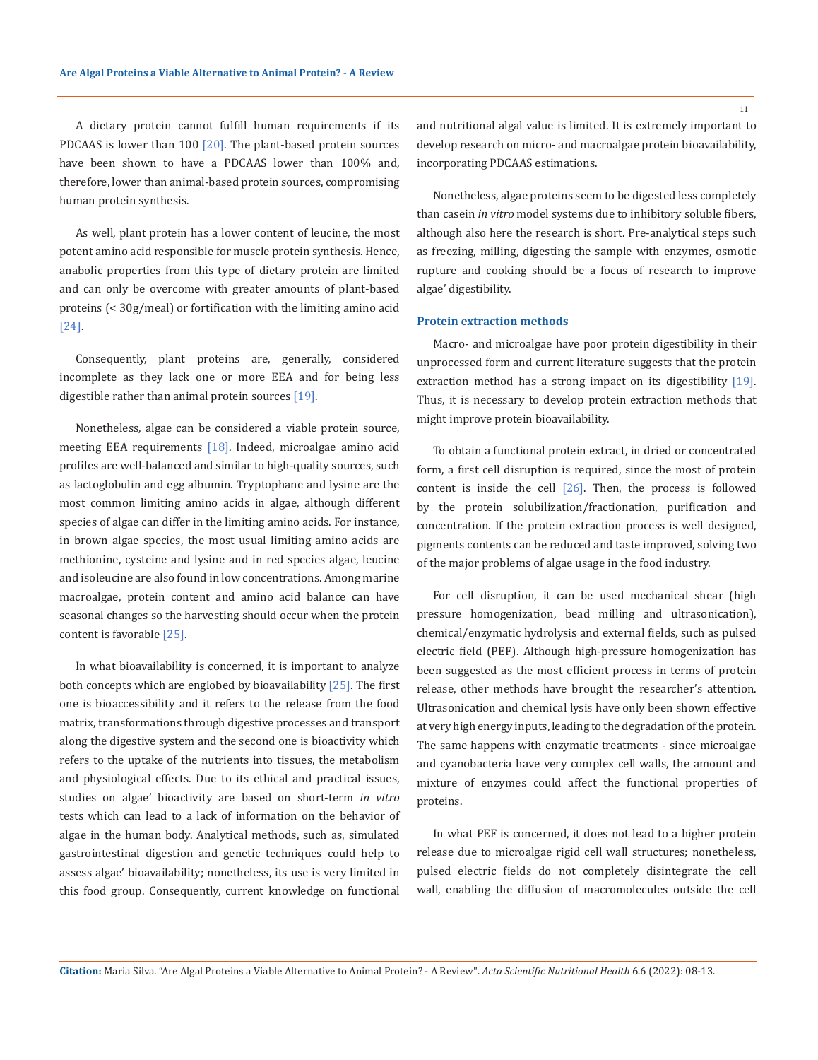A dietary protein cannot fulfill human requirements if its PDCAAS is lower than 100 [20]. The plant-based protein sources have been shown to have a PDCAAS lower than 100% and, therefore, lower than animal-based protein sources, compromising human protein synthesis.

As well, plant protein has a lower content of leucine, the most potent amino acid responsible for muscle protein synthesis. Hence, anabolic properties from this type of dietary protein are limited and can only be overcome with greater amounts of plant-based proteins (< 30g/meal) or fortification with the limiting amino acid [24].

Consequently, plant proteins are, generally, considered incomplete as they lack one or more EEA and for being less digestible rather than animal protein sources [19].

Nonetheless, algae can be considered a viable protein source, meeting EEA requirements [18]. Indeed, microalgae amino acid profiles are well-balanced and similar to high-quality sources, such as lactoglobulin and egg albumin. Tryptophane and lysine are the most common limiting amino acids in algae, although different species of algae can differ in the limiting amino acids. For instance, in brown algae species, the most usual limiting amino acids are methionine, cysteine and lysine and in red species algae, leucine and isoleucine are also found in low concentrations. Among marine macroalgae, protein content and amino acid balance can have seasonal changes so the harvesting should occur when the protein content is favorable [25].

In what bioavailability is concerned, it is important to analyze both concepts which are englobed by bioavailability [25]. The first one is bioaccessibility and it refers to the release from the food matrix, transformations through digestive processes and transport along the digestive system and the second one is bioactivity which refers to the uptake of the nutrients into tissues, the metabolism and physiological effects. Due to its ethical and practical issues, studies on algae' bioactivity are based on short-term *in vitro* tests which can lead to a lack of information on the behavior of algae in the human body. Analytical methods, such as, simulated gastrointestinal digestion and genetic techniques could help to assess algae' bioavailability; nonetheless, its use is very limited in this food group. Consequently, current knowledge on functional and nutritional algal value is limited. It is extremely important to develop research on micro- and macroalgae protein bioavailability, incorporating PDCAAS estimations.

Nonetheless, algae proteins seem to be digested less completely than casein *in vitro* model systems due to inhibitory soluble fibers, although also here the research is short. Pre-analytical steps such as freezing, milling, digesting the sample with enzymes, osmotic rupture and cooking should be a focus of research to improve algae' digestibility.

### Protein extraction methods

Macro- and microalgae have poor protein digestibility in their unprocessed form and current literature suggests that the protein extraction method has a strong impact on its digestibility [19]. Thus, it is necessary to develop protein extraction methods that might improve protein bioavailability.

To obtain a functional protein extract, in dried or concentrated form, a first cell disruption is required, since the most of protein content is inside the cell [26]. Then, the process is followed by the protein solubilization/fractionation, purification and concentration. If the protein extraction process is well designed, pigments contents can be reduced and taste improved, solving two of the major problems of algae usage in the food industry.

For cell disruption, it can be used mechanical shear (high pressure homogenization, bead milling and ultrasonication), chemical/enzymatic hydrolysis and external fields, such as pulsed electric field (PEF). Although high-pressure homogenization has been suggested as the most efficient process in terms of protein release, other methods have brought the researcher's attention. Ultrasonication and chemical lysis have only been shown effective at very high energy inputs, leading to the degradation of the protein. The same happens with enzymatic treatments - since microalgae and cyanobacteria have very complex cell walls, the amount and mixture of enzymes could affect the functional properties of proteins.

In what PEF is concerned, it does not lead to a higher protein release due to microalgae rigid cell wall structures; nonetheless, pulsed electric fields do not completely disintegrate the cell wall, enabling the diffusion of macromolecules outside the cell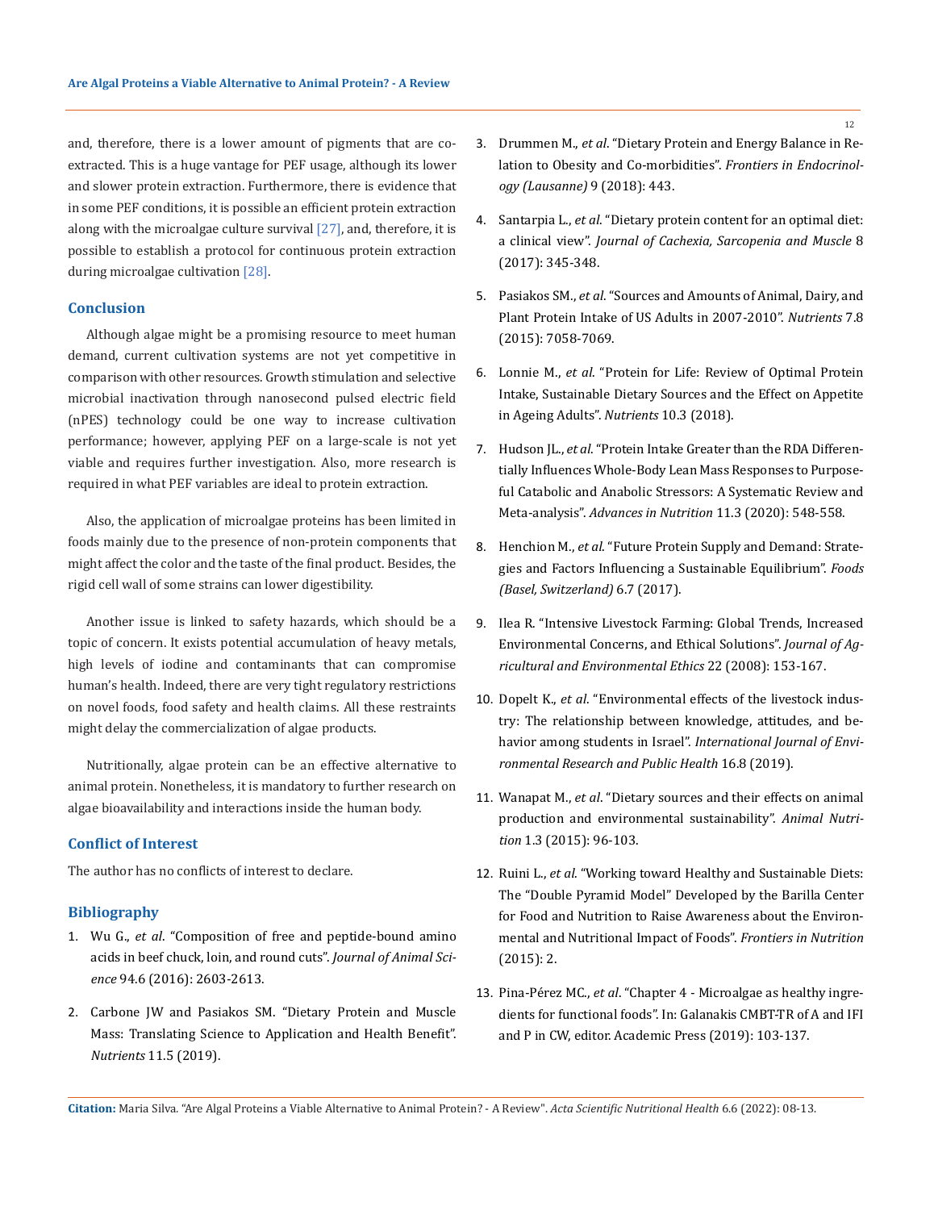and, therefore, there is a lower amount of pigments that are co-extracted. This is a huge vantage for PEF usage, although its lower and slower protein extraction. Furthermore, there is evidence that in some PEF conditions, it is possible an efficient protein extraction along with the microalgae culture survival [27], and, therefore, it is possible to establish a protocol for continuous protein extraction during microalgae cultivation [28].

## Conclusion

Although algae might be a promising resource to meet human demand, current cultivation systems are not yet competitive in comparison with other resources. Growth stimulation and selective microbial inactivation through nanosecond pulsed electric field (nPES) technology could be one way to increase cultivation performance; however, applying PEF on a large-scale is not yet viable and requires further investigation. Also, more research is required in what PEF variables are ideal to protein extraction.

Also, the application of microalgae proteins has been limited in foods mainly due to the presence of non-protein components that might affect the color and the taste of the final product. Besides, the rigid cell wall of some strains can lower digestibility.

Another issue is linked to safety hazards, which should be a topic of concern. It exists potential accumulation of heavy metals, high levels of iodine and contaminants that can compromise human's health. Indeed, there are very tight regulatory restrictions on novel foods, food safety and health claims. All these restraints might delay the commercialization of algae products.

Nutritionally, algae protein can be an effective alternative to animal protein. Nonetheless, it is mandatory to further research on algae bioavailability and interactions inside the human body.

## Conflict of Interest

The author has no conflicts of interest to declare.

## Bibliography

1. Wu G., *et al*. "Composition of free and peptide-bound amino acids in beef chuck, loin, and round cuts". *Journal of Animal Science* 94.6 (2016): 2603-2613.
2. Carbone JW and Pasiakos SM. "Dietary Protein and Muscle Mass: Translating Science to Application and Health Benefit". *Nutrients* 11.5 (2019).
3. Drummen M., *et al*. "Dietary Protein and Energy Balance in Relation to Obesity and Co-morbidities". *Frontiers in Endocrinology (Lausanne)* 9 (2018): 443.
4. Santarpia L., *et al*. "Dietary protein content for an optimal diet: a clinical view". *Journal of Cachexia, Sarcopenia and Muscle* 8 (2017): 345-348.
5. Pasiakos SM., *et al*. "Sources and Amounts of Animal, Dairy, and Plant Protein Intake of US Adults in 2007-2010". *Nutrients* 7.8 (2015): 7058-7069.
6. Lonnie M., *et al*. "Protein for Life: Review of Optimal Protein Intake, Sustainable Dietary Sources and the Effect on Appetite in Ageing Adults". *Nutrients* 10.3 (2018).
7. Hudson JL., *et al*. "Protein Intake Greater than the RDA Differentially Influences Whole-Body Lean Mass Responses to Purposeful Catabolic and Anabolic Stressors: A Systematic Review and Meta-analysis". *Advances in Nutrition* 11.3 (2020): 548-558.
8. Henchion M., *et al*. "Future Protein Supply and Demand: Strategies and Factors Influencing a Sustainable Equilibrium". *Foods (Basel, Switzerland)* 6.7 (2017).
9. Ilea R. "Intensive Livestock Farming: Global Trends, Increased Environmental Concerns, and Ethical Solutions". *Journal of Agricultural and Environmental Ethics* 22 (2008): 153-167.
10. Dopelt K., *et al*. "Environmental effects of the livestock industry: The relationship between knowledge, attitudes, and behavior among students in Israel". *International Journal of Environmental Research and Public Health* 16.8 (2019).
11. Wanapat M., *et al*. "Dietary sources and their effects on animal production and environmental sustainability". *Animal Nutrition* 1.3 (2015): 96-103.
12. Ruini L., *et al*. "Working toward Healthy and Sustainable Diets: The "Double Pyramid Model" Developed by the Barilla Center for Food and Nutrition to Raise Awareness about the Environmental and Nutritional Impact of Foods". *Frontiers in Nutrition* (2015): 2.
13. Pina-Pérez MC., *et al*. "Chapter 4 - Microalgae as healthy ingredients for functional foods". In: Galanakis CMBT-TR of A and IFI and P in CW, editor. Academic Press (2019): 103-137.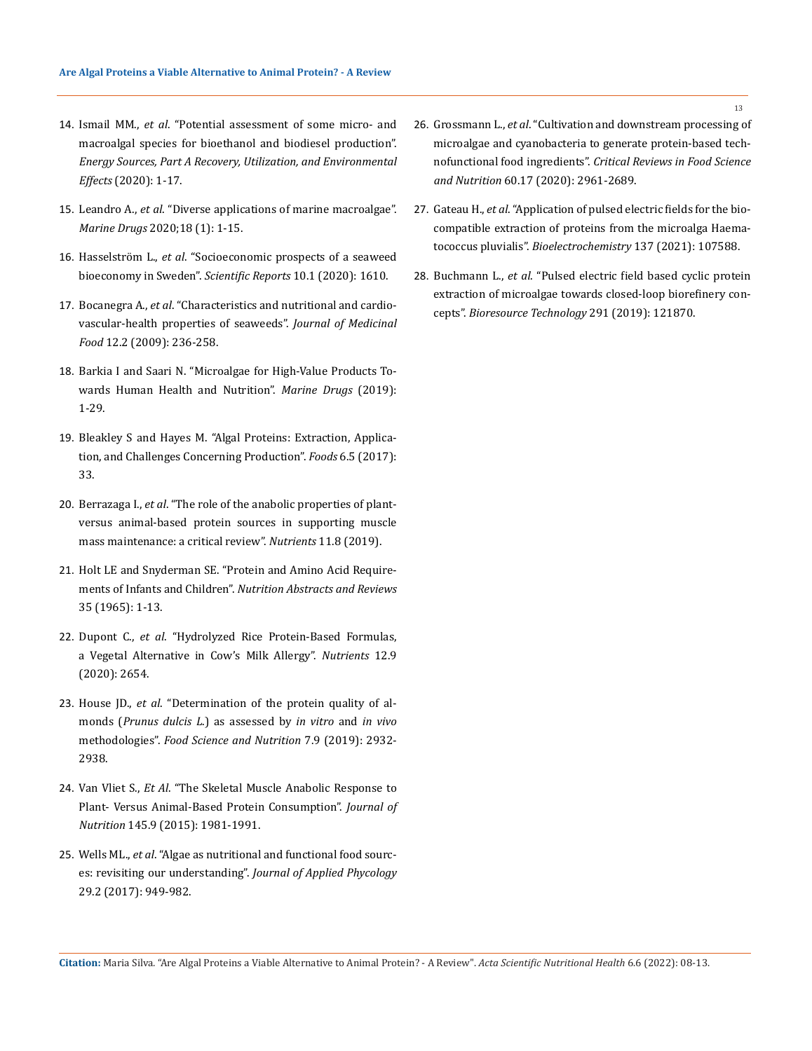14. Ismail MM., *et al*. "Potential assessment of some micro- and macroalgal species for bioethanol and biodiesel production". *Energy Sources, Part A Recovery, Utilization, and Environmental Effects* (2020): 1-17.

15. Leandro A., *et al*. "Diverse applications of marine macroalgae". *Marine Drugs* 2020;18 (1): 1-15.

16. Hasselström L., *et al*. "Socioeconomic prospects of a seaweed bioeconomy in Sweden". *Scientific Reports* 10.1 (2020): 1610.

17. Bocanegra A., *et al*. "Characteristics and nutritional and cardiovascular-health properties of seaweeds". *Journal of Medicinal Food* 12.2 (2009): 236-258.

18. Barkia I and Saari N. "Microalgae for High-Value Products Towards Human Health and Nutrition". *Marine Drugs* (2019): 1-29.

19. Bleakley S and Hayes M. "Algal Proteins: Extraction, Application, and Challenges Concerning Production". *Foods* 6.5 (2017): 33.

20. Berrazaga I., *et al*. "The role of the anabolic properties of plant- versus animal-based protein sources in supporting muscle mass maintenance: a critical review". *Nutrients* 11.8 (2019).

21. Holt LE and Snyderman SE. "Protein and Amino Acid Requirements of Infants and Children". *Nutrition Abstracts and Reviews* 35 (1965): 1-13.

22. Dupont C., *et al*. "Hydrolyzed Rice Protein-Based Formulas, a Vegetal Alternative in Cow's Milk Allergy". *Nutrients* 12.9 (2020): 2654.

23. House JD., *et al*. "Determination of the protein quality of almonds (*Prunus dulcis L.*) as assessed by *in vitro* and *in vivo* methodologies". *Food Science and Nutrition* 7.9 (2019): 2932-2938.

24. Van Vliet S., *Et Al*. "The Skeletal Muscle Anabolic Response to Plant- Versus Animal-Based Protein Consumption". *Journal of Nutrition* 145.9 (2015): 1981-1991.

25. Wells ML., *et al*. "Algae as nutritional and functional food sources: revisiting our understanding". *Journal of Applied Phycology* 29.2 (2017): 949-982.

26. Grossmann L., *et al*. "Cultivation and downstream processing of microalgae and cyanobacteria to generate protein-based technofunctional food ingredients". *Critical Reviews in Food Science and Nutrition* 60.17 (2020): 2961-2689.

27. Gateau H., *et al*. "Application of pulsed electric fields for the biocompatible extraction of proteins from the microalga Haematococcus pluvialis". *Bioelectrochemistry* 137 (2021): 107588.

28. Buchmann L., *et al*. "Pulsed electric field based cyclic protein extraction of microalgae towards closed-loop biorefinery concepts". *Bioresource Technology* 291 (2019): 121870.